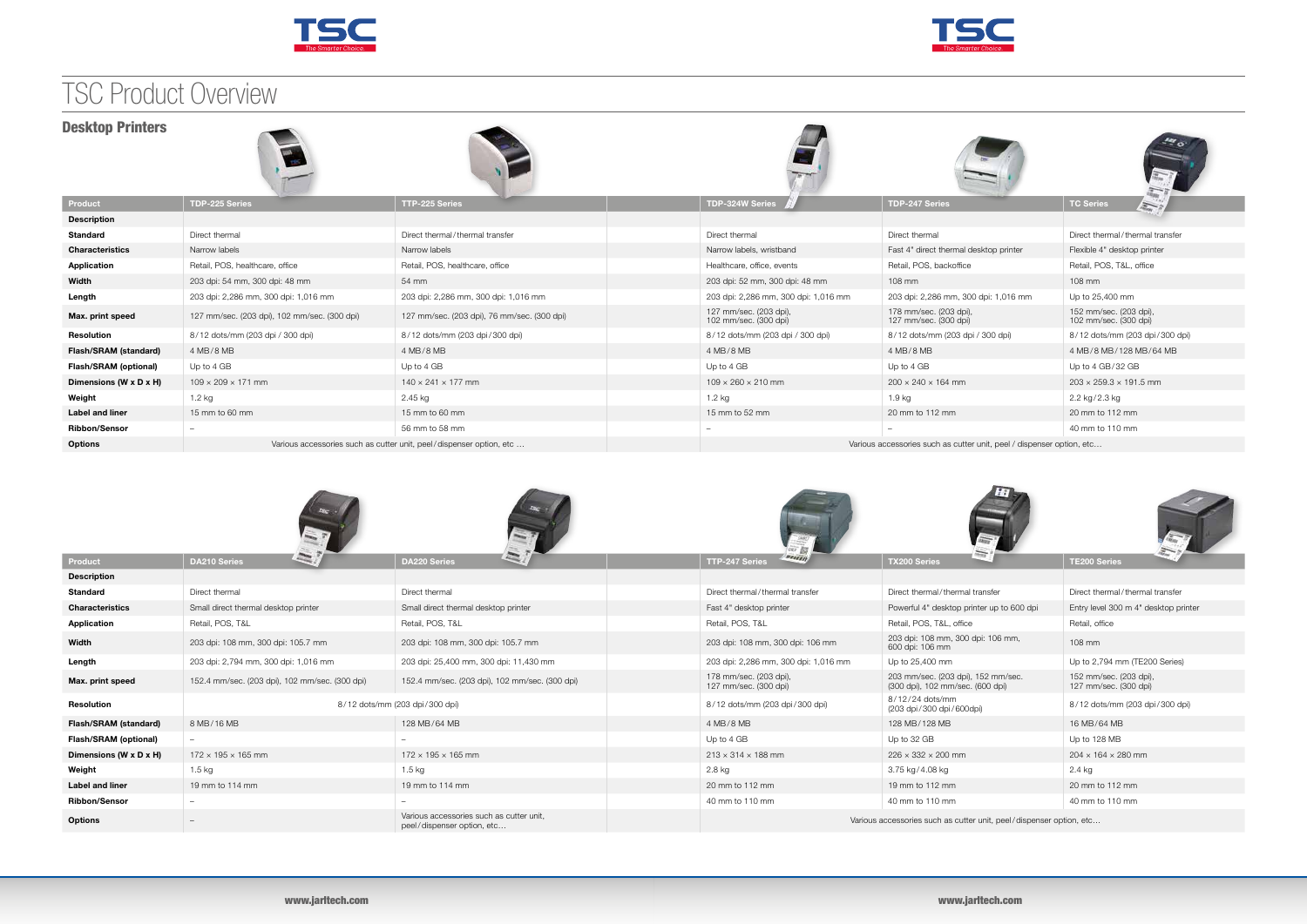# TSC Product Overview

## Desktop Printers

| Product | TDP-225 Series | TTP-225 Series | TDP-324W Series | TDP-247 Series | TC Series |
|---|---|---|---|---|---|
| **Description** | | | | | |
| **Standard** | Direct thermal | Direct thermal / thermal transfer | Direct thermal | Direct thermal | Direct thermal / thermal transfer |
| **Characteristics** | Narrow labels | Narrow labels | Narrow labels, wristband | Fast 4" direct thermal desktop printer | Flexible 4" desktop printer |
| **Application** | Retail, POS, healthcare, office | Retail, POS, healthcare, office | Healthcare, office, events | Retail, POS, backoffice | Retail, POS, T&L, office |
| **Width** | 203 dpi: 54 mm, 300 dpi: 48 mm | 54 mm | 203 dpi: 52 mm, 300 dpi: 48 mm | 108 mm | 108 mm |
| **Length** | 203 dpi: 2,286 mm, 300 dpi: 1,016 mm | 203 dpi: 2,286 mm, 300 dpi: 1,016 mm | 203 dpi: 2,286 mm, 300 dpi: 1,016 mm | 203 dpi: 2,286 mm, 300 dpi: 1,016 mm | Up to 25,400 mm |
| **Max. print speed** | 127 mm/sec. (203 dpi), 102 mm/sec. (300 dpi) | 127 mm/sec. (203 dpi), 76 mm/sec. (300 dpi) | 127 mm/sec. (203 dpi), 102 mm/sec. (300 dpi) | 178 mm/sec. (203 dpi), 127 mm/sec. (300 dpi) | 152 mm/sec. (203 dpi), 102 mm/sec. (300 dpi) |
| **Resolution** | 8/12 dots/mm (203 dpi / 300 dpi) | 8/12 dots/mm (203 dpi/300 dpi) | 8/12 dots/mm (203 dpi / 300 dpi) | 8/12 dots/mm (203 dpi / 300 dpi) | 8/12 dots/mm (203 dpi/300 dpi) |
| **Flash/SRAM (standard)** | 4 MB/8 MB | 4 MB/8 MB | 4 MB/8 MB | 4 MB/8 MB | 4 MB/8 MB/128 MB/64 MB |
| **Flash/SRAM (optional)** | Up to 4 GB | Up to 4 GB | Up to 4 GB | Up to 4 GB | Up to 4 GB/32 GB |
| **Dimensions (W x D x H)** | 109 × 209 × 171 mm | 140 × 241 × 177 mm | 109 × 260 × 210 mm | 200 × 240 × 164 mm | 203 × 259.3 × 191.5 mm |
| **Weight** | 1.2 kg | 2.45 kg | 1.2 kg | 1.9 kg | 2.2 kg/2.3 kg |
| **Label and liner** | 15 mm to 60 mm | 15 mm to 60 mm | 15 mm to 52 mm | 20 mm to 112 mm | 20 mm to 112 mm |
| **Ribbon/Sensor** | – | 56 mm to 58 mm | – | – | 40 mm to 110 mm |
| **Options** | Various accessories such as cutter unit, peel / dispenser option, etc … | | Various accessories such as cutter unit, peel / dispenser option, etc… | | |

| Product | DA210 Series | DA220 Series | TTP-247 Series | TX200 Series | TE200 Series |
|---|---|---|---|---|---|
| **Description** | | | | | |
| **Standard** | Direct thermal | Direct thermal | Direct thermal / thermal transfer | Direct thermal / thermal transfer | Direct thermal / thermal transfer |
| **Characteristics** | Small direct thermal desktop printer | Small direct thermal desktop printer | Fast 4" desktop printer | Powerful 4" desktop printer up to 600 dpi | Entry level 300 m 4" desktop printer |
| **Application** | Retail, POS, T&L | Retail, POS, T&L | Retail, POS, T&L | Retail, POS, T&L, office | Retail, office |
| **Width** | 203 dpi: 108 mm, 300 dpi: 105.7 mm | 203 dpi: 108 mm, 300 dpi: 105.7 mm | 203 dpi: 108 mm, 300 dpi: 106 mm | 203 dpi: 108 mm, 300 dpi: 106 mm, 600 dpi: 106 mm | 108 mm |
| **Length** | 203 dpi: 2,794 mm, 300 dpi: 1,016 mm | 203 dpi: 25,400 mm, 300 dpi: 11,430 mm | 203 dpi: 2,286 mm, 300 dpi: 1,016 mm | Up to 25,400 mm | Up to 2,794 mm (TE200 Series) |
| **Max. print speed** | 152.4 mm/sec. (203 dpi), 102 mm/sec. (300 dpi) | 152.4 mm/sec. (203 dpi), 102 mm/sec. (300 dpi) | 178 mm/sec. (203 dpi), 127 mm/sec. (300 dpi) | 203 mm/sec. (203 dpi), 152 mm/sec. (300 dpi), 102 mm/sec. (600 dpi) | 152 mm/sec. (203 dpi), 127 mm/sec. (300 dpi) |
| **Resolution** | 8/12 dots/mm (203 dpi/300 dpi) | | 8/12 dots/mm (203 dpi/300 dpi) | 8/12/24 dots/mm (203 dpi/300 dpi/600dpi) | 8/12 dots/mm (203 dpi/300 dpi) |
| **Flash/SRAM (standard)** | 8 MB/16 MB | 128 MB/64 MB | 4 MB/8 MB | 128 MB/128 MB | 16 MB/64 MB |
| **Flash/SRAM (optional)** | – | – | Up to 4 GB | Up to 32 GB | Up to 128 MB |
| **Dimensions (W x D x H)** | 172 × 195 × 165 mm | 172 × 195 × 165 mm | 213 × 314 × 188 mm | 226 × 332 × 200 mm | 204 × 164 × 280 mm |
| **Weight** | 1.5 kg | 1.5 kg | 2.8 kg | 3.75 kg/4.08 kg | 2.4 kg |
| **Label and liner** | 19 mm to 114 mm | 19 mm to 114 mm | 20 mm to 112 mm | 19 mm to 112 mm | 20 mm to 112 mm |
| **Ribbon/Sensor** | – | – | 40 mm to 110 mm | 40 mm to 110 mm | 40 mm to 110 mm |
| **Options** | – | Various accessories such as cutter unit, peel/dispenser option, etc… | Various accessories such as cutter unit, peel / dispenser option, etc… | | |

www.jarltech.com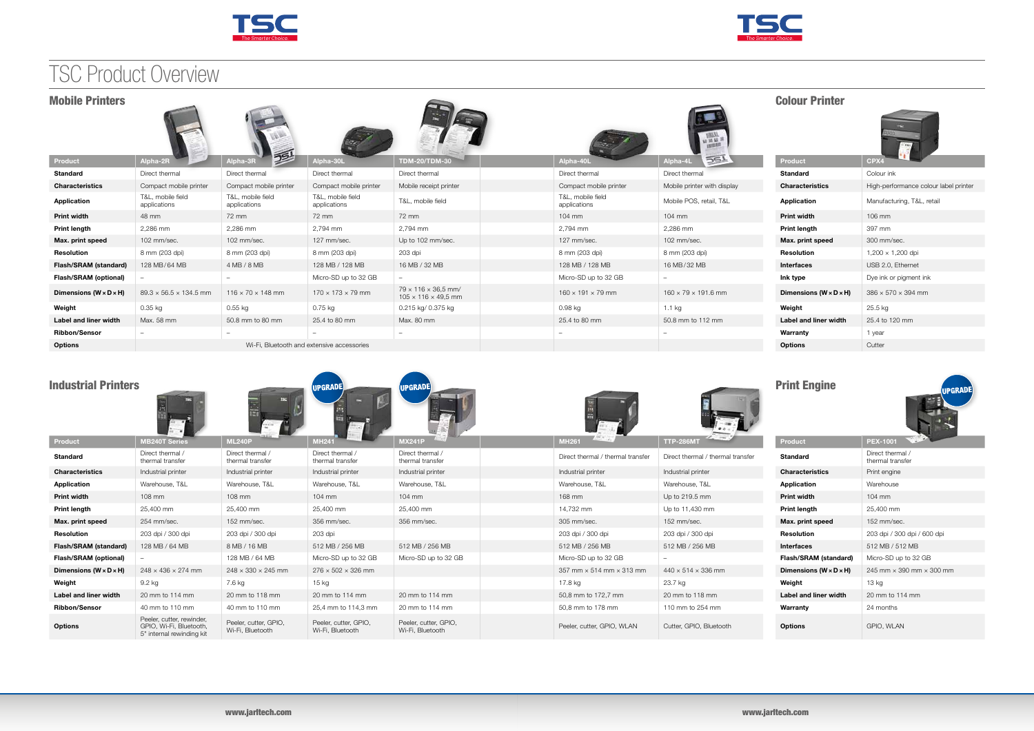# TSC Product Overview

## Mobile Printers

| Product | Alpha-2R | Alpha-3R | Alpha-30L | TDM-20/TDM-30 | Alpha-40L | Alpha-4L |
|---|---|---|---|---|---|---|
| **Standard** | Direct thermal | Direct thermal | Direct thermal | Direct thermal | Direct thermal | Direct thermal |
| **Characteristics** | Compact mobile printer | Compact mobile printer | Compact mobile printer | Mobile receipt printer | Compact mobile printer | Mobile printer with display |
| **Application** | T&L, mobile field applications | T&L, mobile field applications | T&L, mobile field applications | T&L, mobile field | T&L, mobile field applications | Mobile POS, retail, T&L |
| **Print width** | 48 mm | 72 mm | 72 mm | 72 mm | 104 mm | 104 mm |
| **Print length** | 2,286 mm | 2,286 mm | 2,794 mm | 2,794 mm | 2,794 mm | 2,286 mm |
| **Max. print speed** | 102 mm/sec. | 102 mm/sec. | 127 mm/sec. | Up to 102 mm/sec. | 127 mm/sec. | 102 mm/sec. |
| **Resolution** | 8 mm (203 dpi) | 8 mm (203 dpi) | 8 mm (203 dpi) | 203 dpi | 8 mm (203 dpi) | 8 mm (203 dpi) |
| **Flash/SRAM (standard)** | 128 MB/64 MB | 4 MB / 8 MB | 128 MB / 128 MB | 16 MB / 32 MB | 128 MB / 128 MB | 16 MB/32 MB |
| **Flash/SRAM (optional)** | – | – | Micro-SD up to 32 GB | – | Micro-SD up to 32 GB | – |
| **Dimensions (W × D × H)** | 89.3 × 56.5 × 134.5 mm | 116 × 70 × 148 mm | 170 × 173 × 79 mm | 79 × 116 × 36.5 mm/ 105 × 116 × 49.5 mm | 160 × 191 × 79 mm | 160 × 79 × 191.6 mm |
| **Weight** | 0.35 kg | 0.55 kg | 0.75 kg | 0.215 kg/ 0.375 kg | 0.98 kg | 1.1 kg |
| **Label and liner width** | Max. 58 mm | 50.8 mm to 80 mm | 25.4 to 80 mm | Max. 80 mm | 25.4 to 80 mm | 50.8 mm to 112 mm |
| **Ribbon/Sensor** | – | – | – | – | – | – |
| **Options** | Wi-Fi, Bluetooth and extensive accessories | | | | | |

## Colour Printer

| Product | CPX4 |
|---|---|
| **Standard** | Colour ink |
| **Characteristics** | High-performance colour label printer |
| **Application** | Manufacturing, T&L, retail |
| **Print width** | 106 mm |
| **Print length** | 397 mm |
| **Max. print speed** | 300 mm/sec. |
| **Resolution** | 1,200 × 1,200 dpi |
| **Interfaces** | USB 2.0, Ethernet |
| **Ink type** | Dye ink or pigment ink |
| **Dimensions (W × D × H)** | 386 × 570 × 394 mm |
| **Weight** | 25.5 kg |
| **Label and liner width** | 25.4 to 120 mm |
| **Warranty** | 1 year |
| **Options** | Cutter |

## Industrial Printers

| Product | MB240T Series | ML240P | MH241 | MX241P | MH261 | TTP-286MT |
|---|---|---|---|---|---|---|
| **Standard** | Direct thermal / thermal transfer | Direct thermal / thermal transfer | Direct thermal / thermal transfer | Direct thermal / thermal transfer | Direct thermal / thermal transfer | Direct thermal / thermal transfer |
| **Characteristics** | Industrial printer | Industrial printer | Industrial printer | Industrial printer | Industrial printer | Industrial printer |
| **Application** | Warehouse, T&L | Warehouse, T&L | Warehouse, T&L | Warehouse, T&L | Warehouse, T&L | Warehouse, T&L |
| **Print width** | 108 mm | 108 mm | 104 mm | 104 mm | 168 mm | Up to 219.5 mm |
| **Print length** | 25,400 mm | 25,400 mm | 25,400 mm | 25,400 mm | 14,732 mm | Up to 11,430 mm |
| **Max. print speed** | 254 mm/sec. | 152 mm/sec. | 356 mm/sec. | 356 mm/sec. | 305 mm/sec. | 152 mm/sec. |
| **Resolution** | 203 dpi / 300 dpi | 203 dpi / 300 dpi | 203 dpi | | 203 dpi / 300 dpi | 203 dpi / 300 dpi |
| **Flash/SRAM (standard)** | 128 MB / 64 MB | 8 MB / 16 MB | 512 MB / 256 MB | 512 MB / 256 MB | 512 MB / 256 MB | 512 MB / 256 MB |
| **Flash/SRAM (optional)** | – | 128 MB / 64 MB | Micro-SD up to 32 GB | Micro-SD up to 32 GB | Micro-SD up to 32 GB | – |
| **Dimensions (W × D × H)** | 248 × 436 × 274 mm | 248 × 330 × 245 mm | 276 × 502 × 326 mm | | 357 mm × 514 mm × 313 mm | 440 × 514 × 336 mm |
| **Weight** | 9.2 kg | 7.6 kg | 15 kg | | 17.8 kg | 23.7 kg |
| **Label and liner width** | 20 mm to 114 mm | 20 mm to 118 mm | 20 mm to 114 mm | 20 mm to 114 mm | 50,8 mm to 172,7 mm | 20 mm to 118 mm |
| **Ribbon/Sensor** | 40 mm to 110 mm | 40 mm to 110 mm | 25,4 mm to 114,3 mm | 20 mm to 114 mm | 50,8 mm to 178 mm | 110 mm to 254 mm |
| **Options** | Peeler, cutter, rewinder, GPIO, Wi-Fi, Bluetooth, 5" internal rewinding kit | Peeler, cutter, GPIO, Wi-Fi, Bluetooth | Peeler, cutter, GPIO, Wi-Fi, Bluetooth | Peeler, cutter, GPIO, Wi-Fi, Bluetooth | Peeler, cutter, GPIO, WLAN | Cutter, GPIO, Bluetooth |

## Print Engine

| Product | PEX-1001 |
|---|---|
| **Standard** | Direct thermal / thermal transfer |
| **Characteristics** | Print engine |
| **Application** | Warehouse |
| **Print width** | 104 mm |
| **Print length** | 25,400 mm |
| **Max. print speed** | 152 mm/sec. |
| **Resolution** | 203 dpi / 300 dpi / 600 dpi |
| **Interfaces** | 512 MB / 512 MB |
| **Flash/SRAM (standard)** | Micro-SD up to 32 GB |
| **Dimensions (W × D × H)** | 245 mm × 390 mm × 300 mm |
| **Weight** | 13 kg |
| **Label and liner width** | 20 mm to 114 mm |
| **Warranty** | 24 months |
| **Options** | GPIO, WLAN |